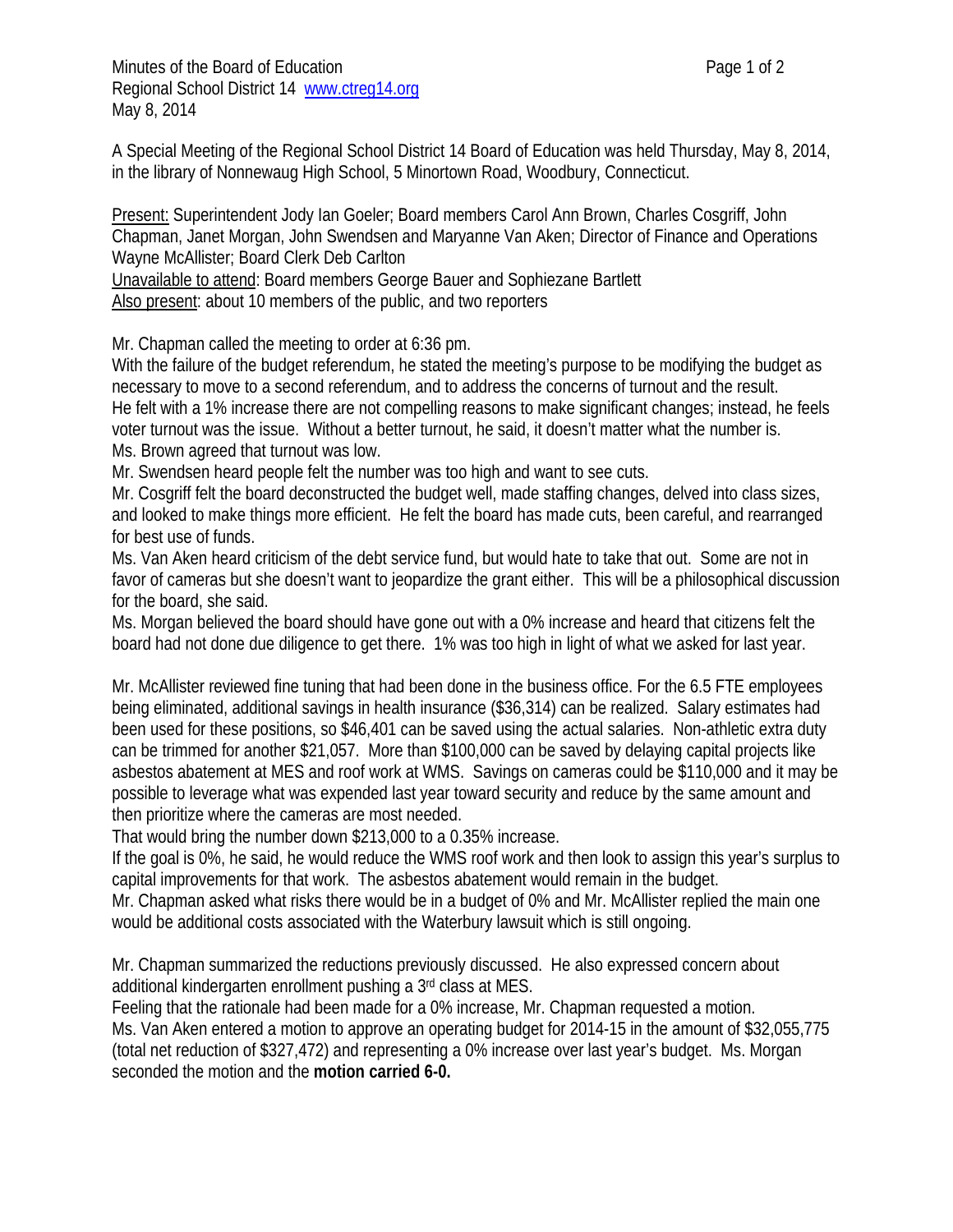Minutes of the Board of Education
Regional School District 14 www.ctreg14.org
May 8, 2014

A Special Meeting of the Regional School District 14 Board of Education was held Thursday, May 8, 2014, in the library of Nonnewaug High School, 5 Minortown Road, Woodbury, Connecticut.

Present: Superintendent Jody Ian Goeler; Board members Carol Ann Brown, Charles Cosgriff, John Chapman, Janet Morgan, John Swendsen and Maryanne Van Aken; Director of Finance and Operations Wayne McAllister; Board Clerk Deb Carlton
Unavailable to attend: Board members George Bauer and Sophiezane Bartlett
Also present: about 10 members of the public, and two reporters

Mr. Chapman called the meeting to order at 6:36 pm.
With the failure of the budget referendum, he stated the meeting's purpose to be modifying the budget as necessary to move to a second referendum, and to address the concerns of turnout and the result.
He felt with a 1% increase there are not compelling reasons to make significant changes; instead, he feels voter turnout was the issue. Without a better turnout, he said, it doesn't matter what the number is.
Ms. Brown agreed that turnout was low.
Mr. Swendsen heard people felt the number was too high and want to see cuts.
Mr. Cosgriff felt the board deconstructed the budget well, made staffing changes, delved into class sizes, and looked to make things more efficient. He felt the board has made cuts, been careful, and rearranged for best use of funds.
Ms. Van Aken heard criticism of the debt service fund, but would hate to take that out. Some are not in favor of cameras but she doesn't want to jeopardize the grant either. This will be a philosophical discussion for the board, she said.
Ms. Morgan believed the board should have gone out with a 0% increase and heard that citizens felt the board had not done due diligence to get there. 1% was too high in light of what we asked for last year.

Mr. McAllister reviewed fine tuning that had been done in the business office. For the 6.5 FTE employees being eliminated, additional savings in health insurance ($36,314) can be realized. Salary estimates had been used for these positions, so $46,401 can be saved using the actual salaries. Non-athletic extra duty can be trimmed for another $21,057. More than $100,000 can be saved by delaying capital projects like asbestos abatement at MES and roof work at WMS. Savings on cameras could be $110,000 and it may be possible to leverage what was expended last year toward security and reduce by the same amount and then prioritize where the cameras are most needed.
That would bring the number down $213,000 to a 0.35% increase.
If the goal is 0%, he said, he would reduce the WMS roof work and then look to assign this year's surplus to capital improvements for that work. The asbestos abatement would remain in the budget.
Mr. Chapman asked what risks there would be in a budget of 0% and Mr. McAllister replied the main one would be additional costs associated with the Waterbury lawsuit which is still ongoing.

Mr. Chapman summarized the reductions previously discussed. He also expressed concern about additional kindergarten enrollment pushing a 3rd class at MES.
Feeling that the rationale had been made for a 0% increase, Mr. Chapman requested a motion.
Ms. Van Aken entered a motion to approve an operating budget for 2014-15 in the amount of $32,055,775 (total net reduction of $327,472) and representing a 0% increase over last year's budget. Ms. Morgan seconded the motion and the **motion carried 6-0.**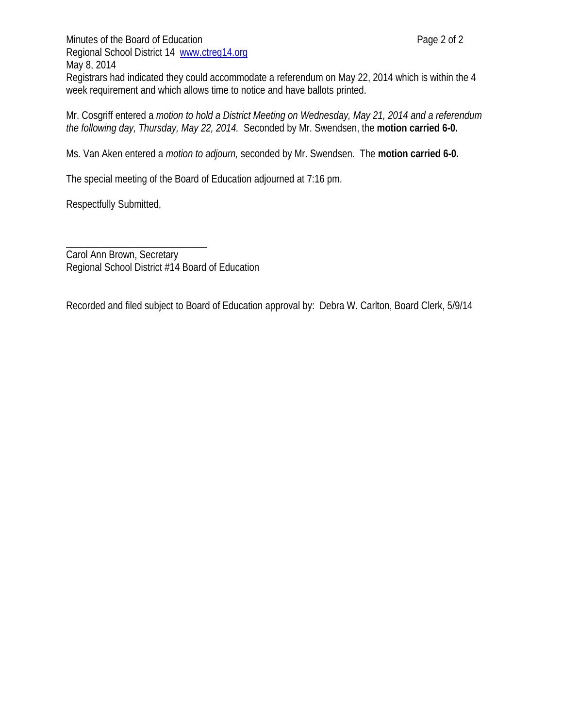Registrars had indicated they could accommodate a referendum on May 22, 2014 which is within the 4 week requirement and which allows time to notice and have ballots printed.

Mr. Cosgriff entered a *motion to hold a District Meeting on Wednesday, May 21, 2014 and a referendum the following day, Thursday, May 22, 2014.* Seconded by Mr. Swendsen, the **motion carried 6-0.**

Ms. Van Aken entered a *motion to adjourn,* seconded by Mr. Swendsen. The **motion carried 6-0.**

The special meeting of the Board of Education adjourned at 7:16 pm.

Respectfully Submitted,

\_\_\_\_\_\_\_\_\_\_\_\_\_\_\_\_\_\_\_\_\_\_\_\_\_\_\_\_

Carol Ann Brown, Secretary
Regional School District #14 Board of Education

Recorded and filed subject to Board of Education approval by: Debra W. Carlton, Board Clerk, 5/9/14